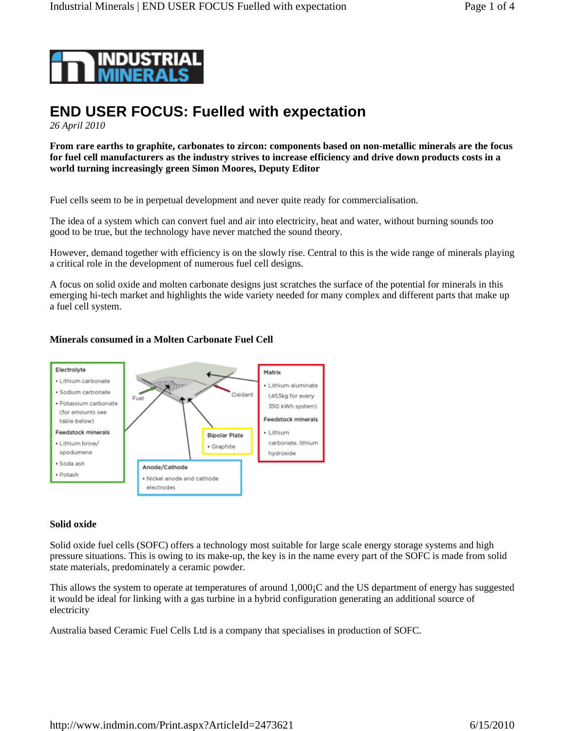# END USER FOCUS: Fuelled with expectation

*26 April 2010*

**From rare earths to graphite, carbonates to zircon: components based on non-metallic minerals are the focus for fuel cell manufacturers as the industry strives to increase efficiency and drive down products costs in a world turning increasingly green Simon Moores, Deputy Editor**

Fuel cells seem to be in perpetual development and never quite ready for commercialisation.

The idea of a system which can convert fuel and air into electricity, heat and water, without burning sounds too good to be true, but the technology have never matched the sound theory.

However, demand together with efficiency is on the slowly rise. Central to this is the wide range of minerals playing a critical role in the development of numerous fuel cell designs.

A focus on solid oxide and molten carbonate designs just scratches the surface of the potential for minerals in this emerging hi-tech market and highlights the wide variety needed for many complex and different parts that make up a fuel cell system.

**Minerals consumed in a Molten Carbonate Fuel Cell**

**Electrolyte**
- Lithium carbonate
- Sodium carbonate
- Potassium carbonate (for amounts see table below)

**Feedstock minerals**
- Lithium brine/spodumene
- Soda ash
- Potash

**Bipolar Plate**
- Graphite

**Anode/Cathode**
- Nickel anode and cathode electrodes

**Matrix**
- Lithium aluminate (453kg for every 350 kWh system)

**Feedstock minerals**
- Lithium carbonate, lithium hydroxide

Fuel | Oxidant

## Solid oxide

Solid oxide fuel cells (SOFC) offers a technology most suitable for large scale energy storage systems and high pressure situations. This is owing to its make-up, the key is in the name every part of the SOFC is made from solid state materials, predominately a ceramic powder.

This allows the system to operate at temperatures of around 1,000¡C and the US department of energy has suggested it would be ideal for linking with a gas turbine in a hybrid configuration generating an additional source of electricity

Australia based Ceramic Fuel Cells Ltd is a company that specialises in production of SOFC.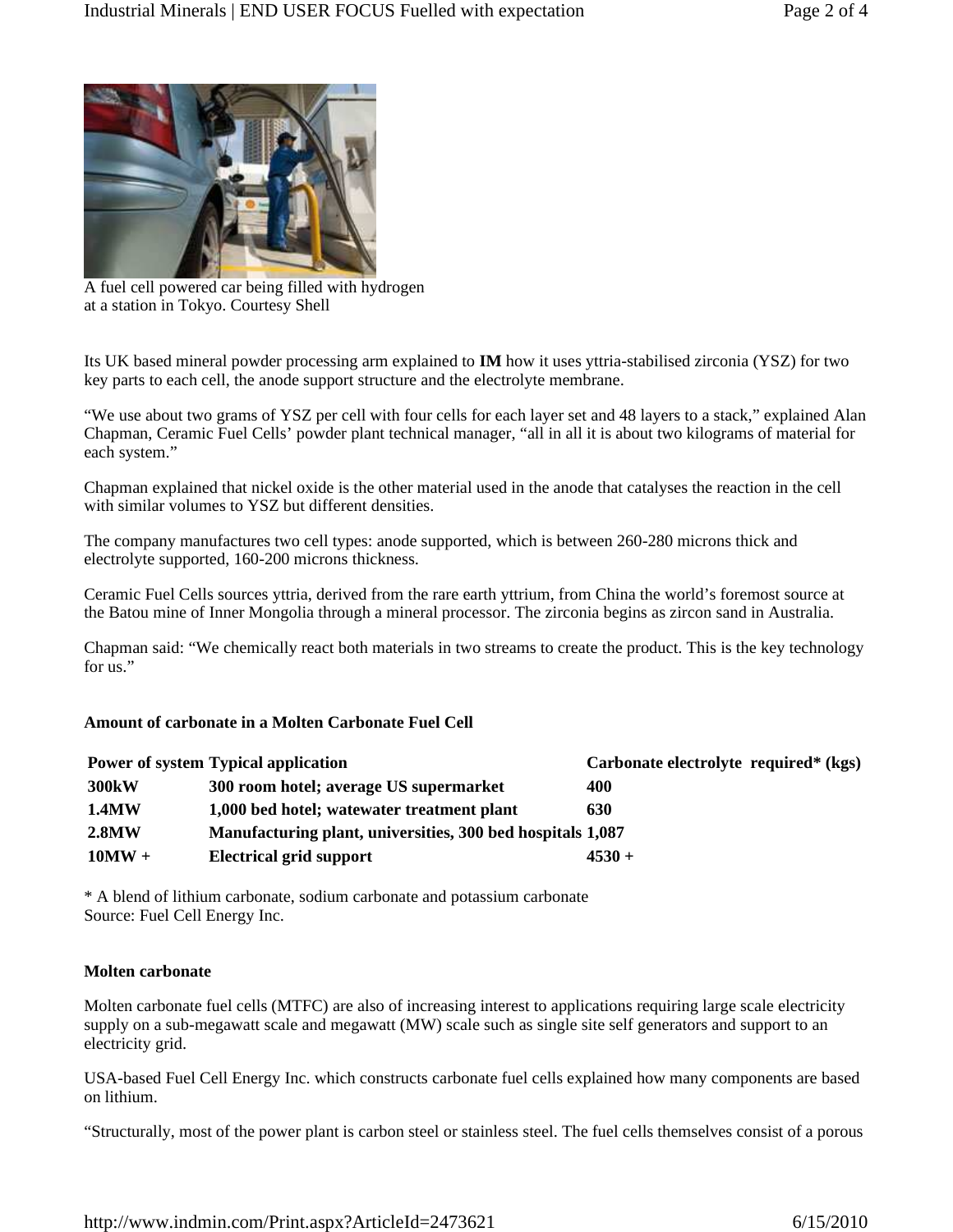A fuel cell powered car being filled with hydrogen at a station in Tokyo. Courtesy Shell

Its UK based mineral powder processing arm explained to **IM** how it uses yttria-stabilised zirconia (YSZ) for two key parts to each cell, the anode support structure and the electrolyte membrane.

"We use about two grams of YSZ per cell with four cells for each layer set and 48 layers to a stack," explained Alan Chapman, Ceramic Fuel Cells' powder plant technical manager, "all in all it is about two kilograms of material for each system."

Chapman explained that nickel oxide is the other material used in the anode that catalyses the reaction in the cell with similar volumes to YSZ but different densities.

The company manufactures two cell types: anode supported, which is between 260-280 microns thick and electrolyte supported, 160-200 microns thickness.

Ceramic Fuel Cells sources yttria, derived from the rare earth yttrium, from China the world's foremost source at the Batou mine of Inner Mongolia through a mineral processor. The zirconia begins as zircon sand in Australia.

Chapman said: "We chemically react both materials in two streams to create the product. This is the key technology for us."

**Amount of carbonate in a Molten Carbonate Fuel Cell**

| Power of system | Typical application | Carbonate electrolyte required* (kgs) |
|---|---|---|
| 300kW | 300 room hotel; average US supermarket | 400 |
| 1.4MW | 1,000 bed hotel; watewater treatment plant | 630 |
| 2.8MW | Manufacturing plant, universities, 300 bed hospitals | 1,087 |
| 10MW + | Electrical grid support | 4530 + |

* A blend of lithium carbonate, sodium carbonate and potassium carbonate
Source: Fuel Cell Energy Inc.

**Molten carbonate**

Molten carbonate fuel cells (MTFC) are also of increasing interest to applications requiring large scale electricity supply on a sub-megawatt scale and megawatt (MW) scale such as single site self generators and support to an electricity grid.

USA-based Fuel Cell Energy Inc. which constructs carbonate fuel cells explained how many components are based on lithium.

"Structurally, most of the power plant is carbon steel or stainless steel. The fuel cells themselves consist of a porous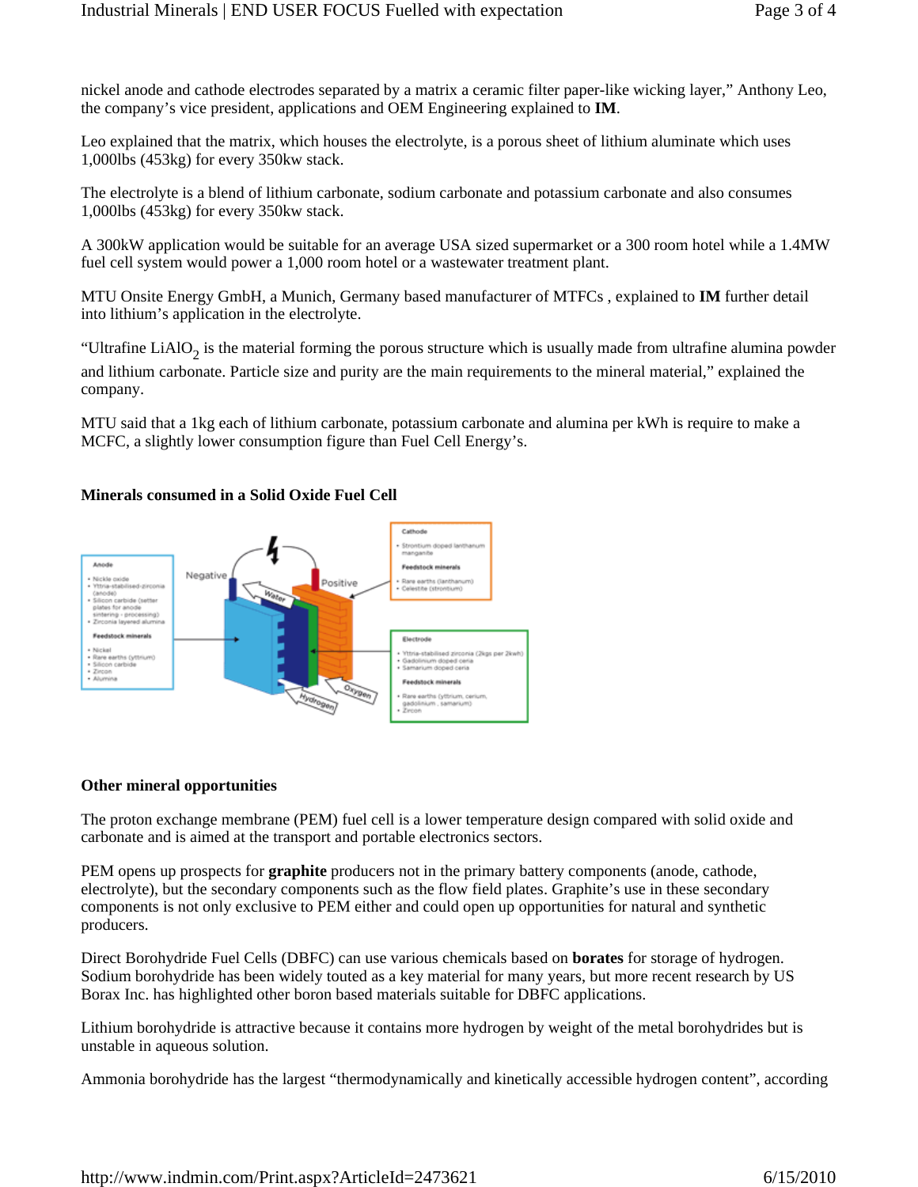nickel anode and cathode electrodes separated by a matrix a ceramic filter paper-like wicking layer," Anthony Leo, the company's vice president, applications and OEM Engineering explained to **IM**.

Leo explained that the matrix, which houses the electrolyte, is a porous sheet of lithium aluminate which uses 1,000lbs (453kg) for every 350kw stack.

The electrolyte is a blend of lithium carbonate, sodium carbonate and potassium carbonate and also consumes 1,000lbs (453kg) for every 350kw stack.

A 300kW application would be suitable for an average USA sized supermarket or a 300 room hotel while a 1.4MW fuel cell system would power a 1,000 room hotel or a wastewater treatment plant.

MTU Onsite Energy GmbH, a Munich, Germany based manufacturer of MTFCs , explained to **IM** further detail into lithium's application in the electrolyte.

"Ultrafine $LiAlO_2$ is the material forming the porous structure which is usually made from ultrafine alumina powder and lithium carbonate. Particle size and purity are the main requirements to the mineral material," explained the company.

MTU said that a 1kg each of lithium carbonate, potassium carbonate and alumina per kWh is require to make a MCFC, a slightly lower consumption figure than Fuel Cell Energy's.

**Minerals consumed in a Solid Oxide Fuel Cell**

Anode
- Nickle oxide
- Yttria-stabilised-zirconia (anode)
- Silicon carbide (setter plates for anode sintering - processing)
- Zirconia layered alumina

Feedstock minerals
- Nickel
- Rare earths (yttrium)
- Silicon carbide
- Zircon
- Alumina

Negative — Positive — Water — Hydrogen — Oxygen

Cathode
- Strontium doped lanthanum manganite

Feedstock minerals
- Rare earths (lanthanum)
- Celestite (strontium)

Electrode
- Yttria-stabilised zirconia (2kgs per 2kwh)
- Gadolinium doped ceria
- Samarium doped ceria

Feedstock minerals
- Rare earths (yttrium, cerium, gadolinium , samarium)
- Zircon

**Other mineral opportunities**

The proton exchange membrane (PEM) fuel cell is a lower temperature design compared with solid oxide and carbonate and is aimed at the transport and portable electronics sectors.

PEM opens up prospects for **graphite** producers not in the primary battery components (anode, cathode, electrolyte), but the secondary components such as the flow field plates. Graphite's use in these secondary components is not only exclusive to PEM either and could open up opportunities for natural and synthetic producers.

Direct Borohydride Fuel Cells (DBFC) can use various chemicals based on **borates** for storage of hydrogen. Sodium borohydride has been widely touted as a key material for many years, but more recent research by US Borax Inc. has highlighted other boron based materials suitable for DBFC applications.

Lithium borohydride is attractive because it contains more hydrogen by weight of the metal borohydrides but is unstable in aqueous solution.

Ammonia borohydride has the largest "thermodynamically and kinetically accessible hydrogen content", according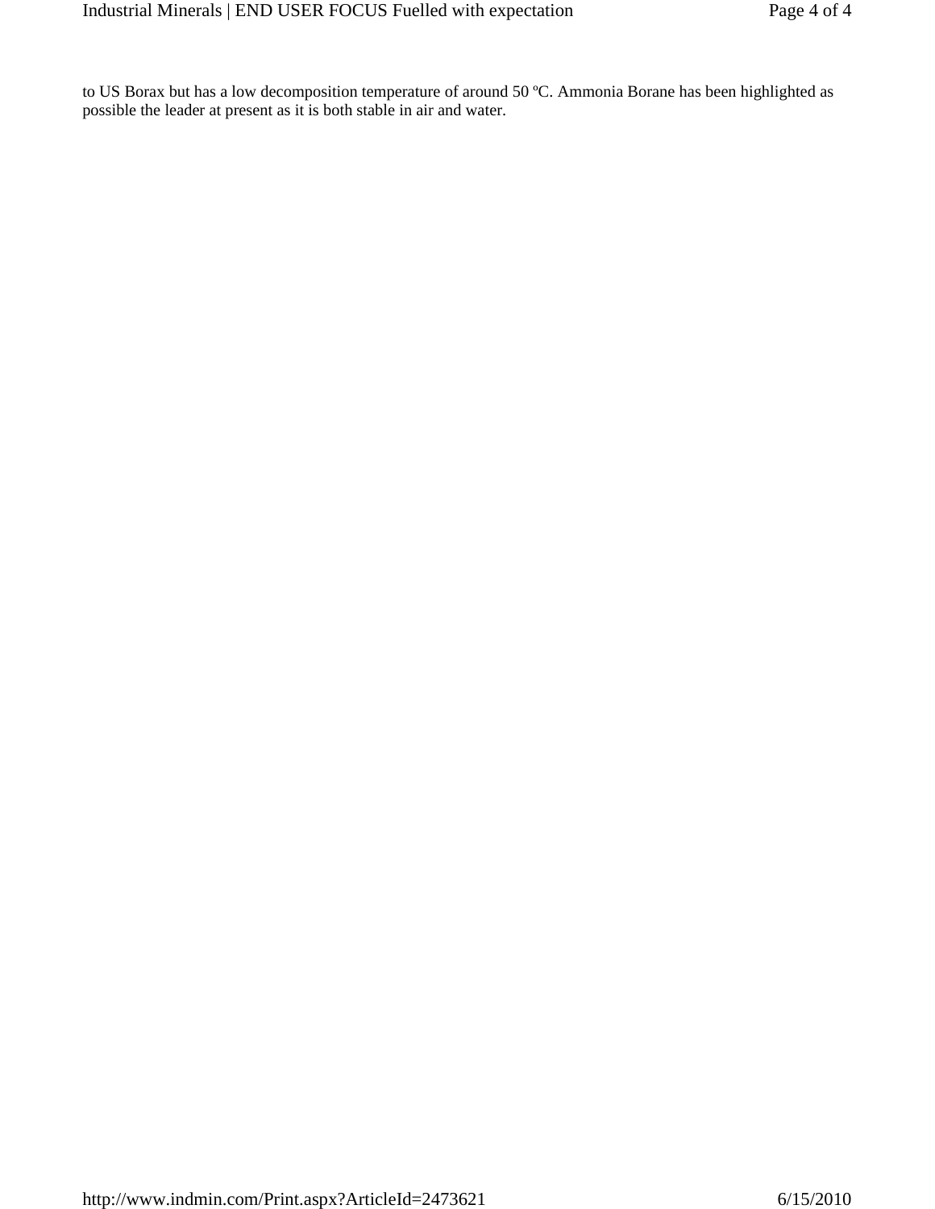to US Borax but has a low decomposition temperature of around 50 ºC. Ammonia Borane has been highlighted as possible the leader at present as it is both stable in air and water.